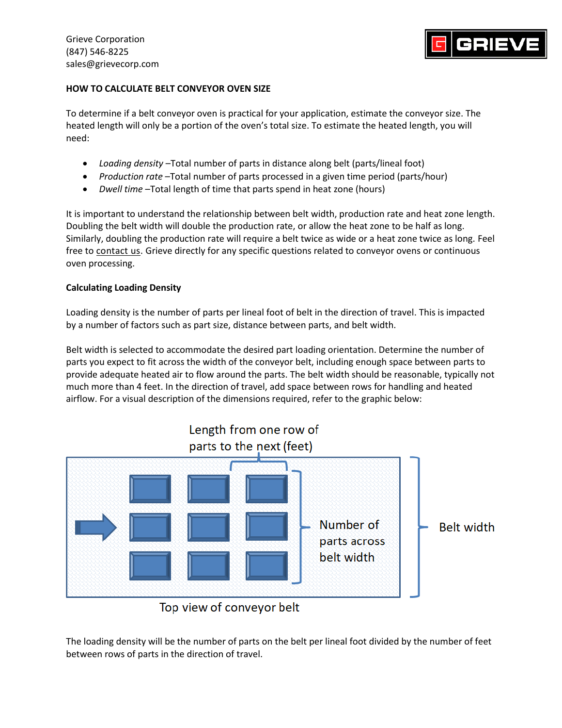Grieve Corporation
(847) 546-8225
sales@grievecorp.com

**HOW TO CALCULATE BELT CONVEYOR OVEN SIZE**

To determine if a belt conveyor oven is practical for your application, estimate the conveyor size. The heated length will only be a portion of the oven's total size. To estimate the heated length, you will need:

- *Loading density* –Total number of parts in distance along belt (parts/lineal foot)
- *Production rate* –Total number of parts processed in a given time period (parts/hour)
- *Dwell time* –Total length of time that parts spend in heat zone (hours)

It is important to understand the relationship between belt width, production rate and heat zone length. Doubling the belt width will double the production rate, or allow the heat zone to be half as long. Similarly, doubling the production rate will require a belt twice as wide or a heat zone twice as long. Feel free to contact us. Grieve directly for any specific questions related to conveyor ovens or continuous oven processing.

**Calculating Loading Density**

Loading density is the number of parts per lineal foot of belt in the direction of travel. This is impacted by a number of factors such as part size, distance between parts, and belt width.

Belt width is selected to accommodate the desired part loading orientation. Determine the number of parts you expect to fit across the width of the conveyor belt, including enough space between parts to provide adequate heated air to flow around the parts. The belt width should be reasonable, typically not much more than 4 feet. In the direction of travel, add space between rows for handling and heated airflow. For a visual description of the dimensions required, refer to the graphic below:

Length from one row of parts to the next (feet)

Number of parts across belt width

Belt width

Top view of conveyor belt

The loading density will be the number of parts on the belt per lineal foot divided by the number of feet between rows of parts in the direction of travel.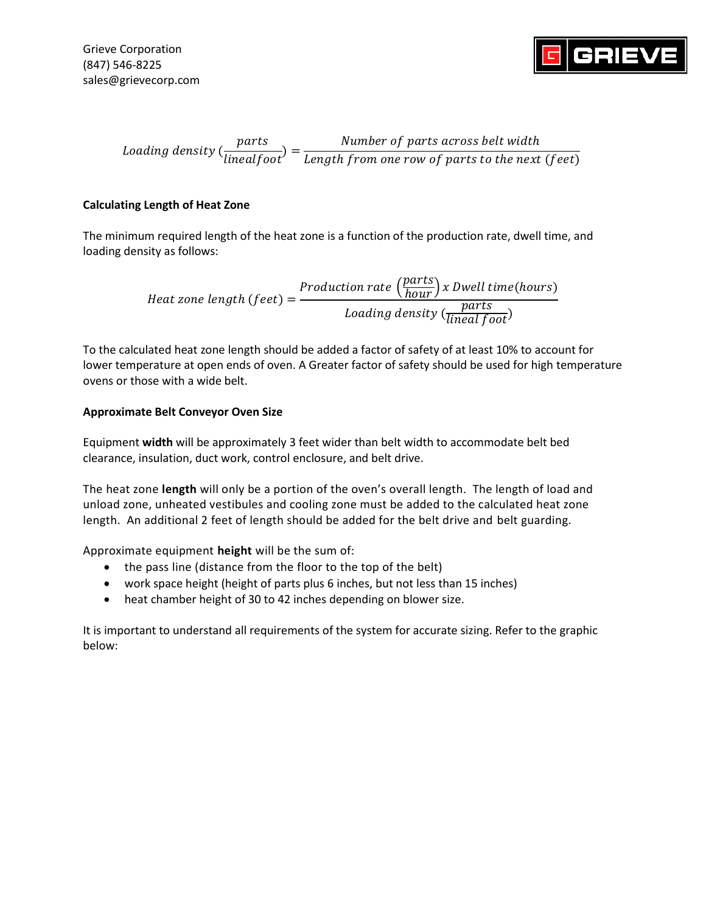$$Loading\ density\ (\frac{parts}{linealfoot}) = \frac{Number\ of\ parts\ across\ belt\ width}{Length\ from\ one\ row\ of\ parts\ to\ the\ next\ (feet)}$$

**Calculating Length of Heat Zone**

The minimum required length of the heat zone is a function of the production rate, dwell time, and loading density as follows:

$$Heat\ zone\ length\ (feet) = \frac{Production\ rate\ \left(\frac{parts}{hour}\right)\ x\ Dwell\ time(hours)}{Loading\ density\ (\frac{parts}{lineal\ foot})}$$

To the calculated heat zone length should be added a factor of safety of at least 10% to account for lower temperature at open ends of oven. A Greater factor of safety should be used for high temperature ovens or those with a wide belt.

**Approximate Belt Conveyor Oven Size**

Equipment **width** will be approximately 3 feet wider than belt width to accommodate belt bed clearance, insulation, duct work, control enclosure, and belt drive.

The heat zone **length** will only be a portion of the oven's overall length. The length of load and unload zone, unheated vestibules and cooling zone must be added to the calculated heat zone length. An additional 2 feet of length should be added for the belt drive and belt guarding.

Approximate equipment **height** will be the sum of:

- the pass line (distance from the floor to the top of the belt)
- work space height (height of parts plus 6 inches, but not less than 15 inches)
- heat chamber height of 30 to 42 inches depending on blower size.

It is important to understand all requirements of the system for accurate sizing. Refer to the graphic below: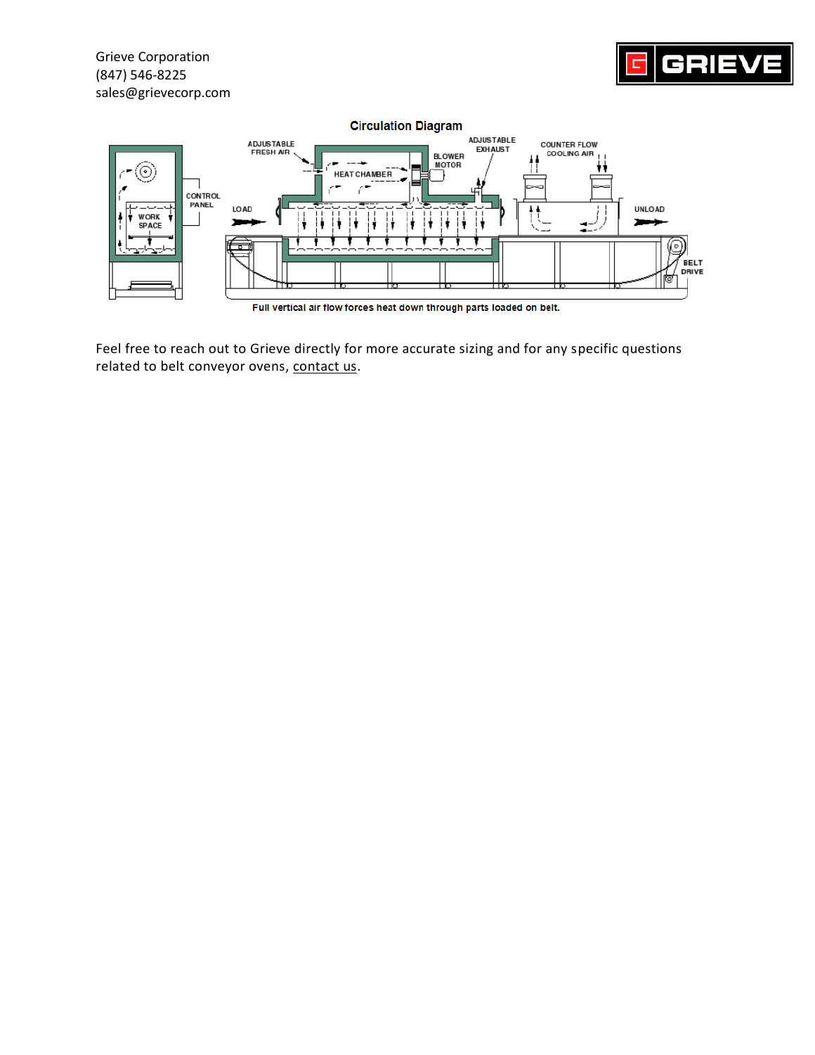Circulation Diagram

ADJUSTABLE FRESH AIR

HEAT CHAMBER

BLOWER MOTOR

ADJUSTABLE EXHAUST

COUNTER FLOW COOLING AIR

CONTROL PANEL

WORK SPACE

LOAD

UNLOAD

BELT DRIVE

Full vertical air flow forces heat down through parts loaded on belt.

Feel free to reach out to Grieve directly for more accurate sizing and for any specific questions related to belt conveyor ovens, contact us.